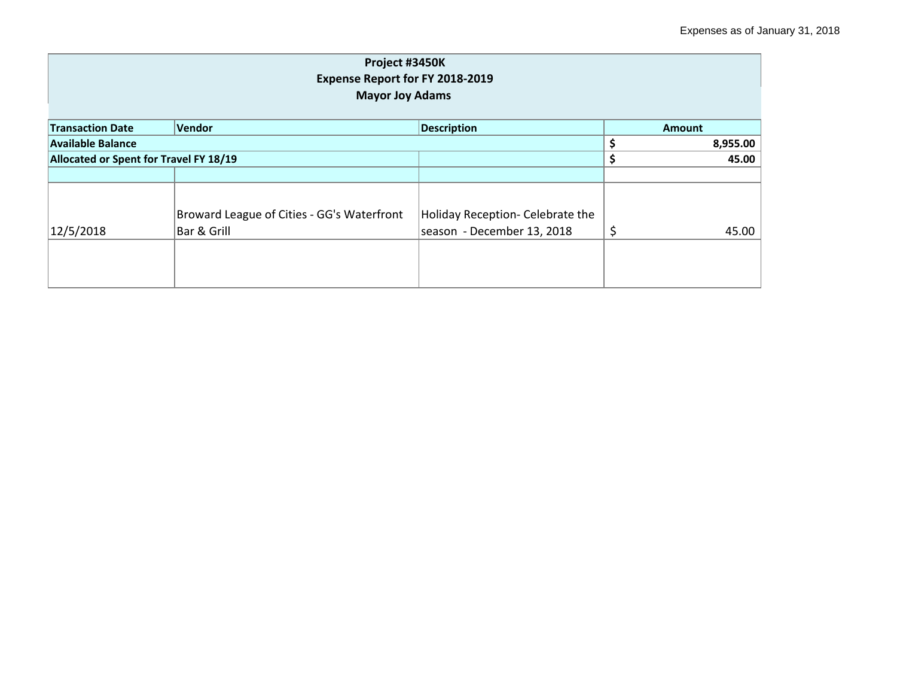Expenses as of January 31, 2018

| Project #3450K<br>Expense Report for FY 2018-2019<br>Mayor Joy Adams | | | |
|---|---|---|---|
| **Transaction Date** | **Vendor** | **Description** | **Amount** |
| **Available Balance** | | | **$ 8,955.00** |
| **Allocated or Spent for Travel FY 18/19** | | | **$ 45.00** |
| | | | |
| 12/5/2018 | Broward League of Cities - GG's Waterfront Bar & Grill | Holiday Reception- Celebrate the season - December 13, 2018 | $ 45.00 |
| | | | |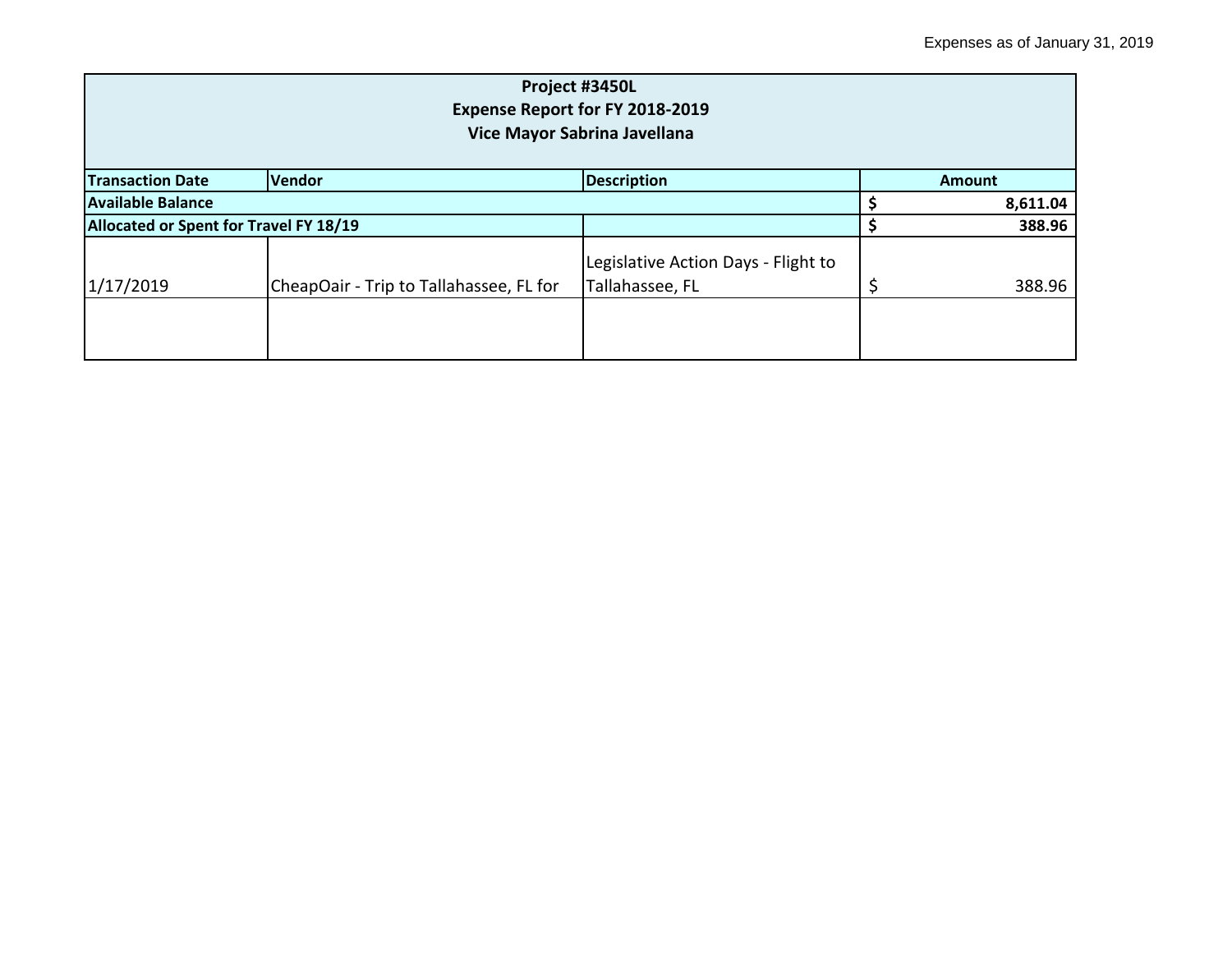Expenses as of January 31, 2019

| Project #3450L<br>Expense Report for FY 2018-2019<br>Vice Mayor Sabrina Javellana | | | |
|---|---|---|---|
| **Transaction Date** | **Vendor** | **Description** | **Amount** |
| **Available Balance** | | | **$ 8,611.04** |
| **Allocated or Spent for Travel FY 18/19** | | | **$ 388.96** |
| 1/17/2019 | CheapOair - Trip to Tallahassee, FL for | Legislative Action Days - Flight to Tallahassee, FL | $ 388.96 |
| | | | |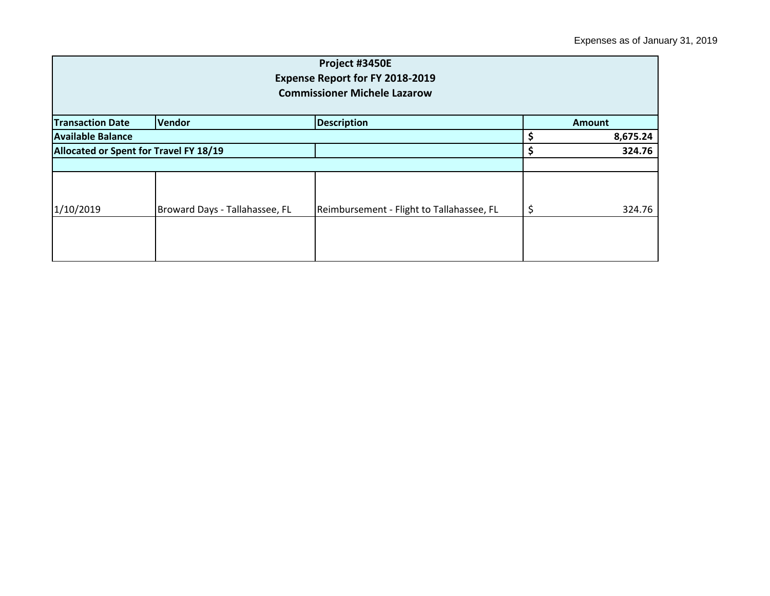Expenses as of January 31, 2019

| Project #3450E<br>Expense Report for FY 2018-2019<br>Commissioner Michele Lazarow | | | |
|---|---|---|---|
| **Transaction Date** | **Vendor** | **Description** | **Amount** |
| **Available Balance** | | | **$ 8,675.24** |
| **Allocated or Spent for Travel FY 18/19** | | | **$ 324.76** |
| | | | |
| 1/10/2019 | Broward Days - Tallahassee, FL | Reimbursement - Flight to Tallahassee, FL | $ 324.76 |
| | | | |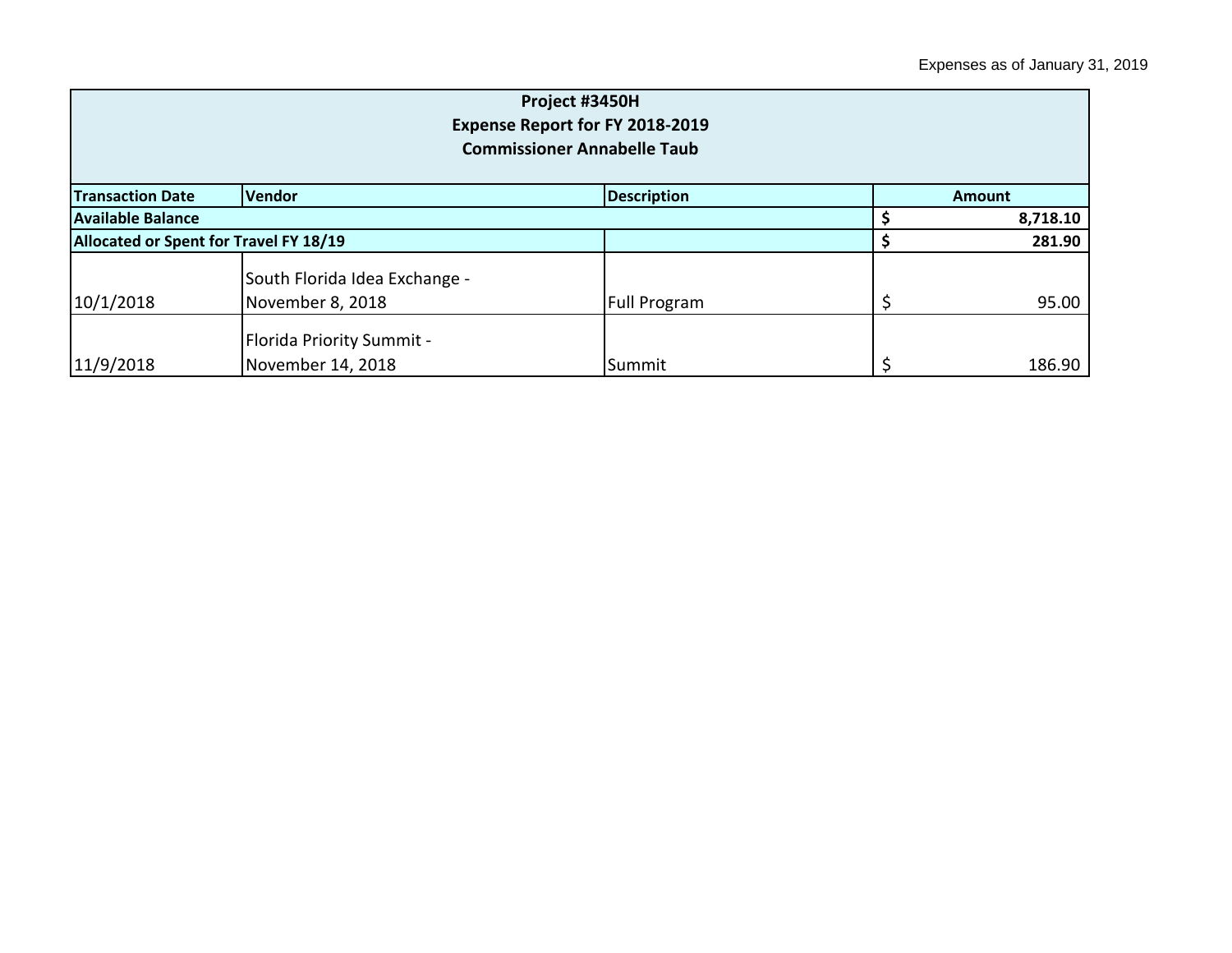Expenses as of January 31, 2019

| Project #3450H<br>Expense Report for FY 2018-2019<br>Commissioner Annabelle Taub | | | |
|---|---|---|---|
| **Transaction Date** | **Vendor** | **Description** | **Amount** |
| **Available Balance** | | | **$ 8,718.10** |
| **Allocated or Spent for Travel FY 18/19** | | | **$ 281.90** |
| 10/1/2018 | South Florida Idea Exchange - November 8, 2018 | Full Program | $ 95.00 |
| 11/9/2018 | Florida Priority Summit - November 14, 2018 | Summit | $ 186.90 |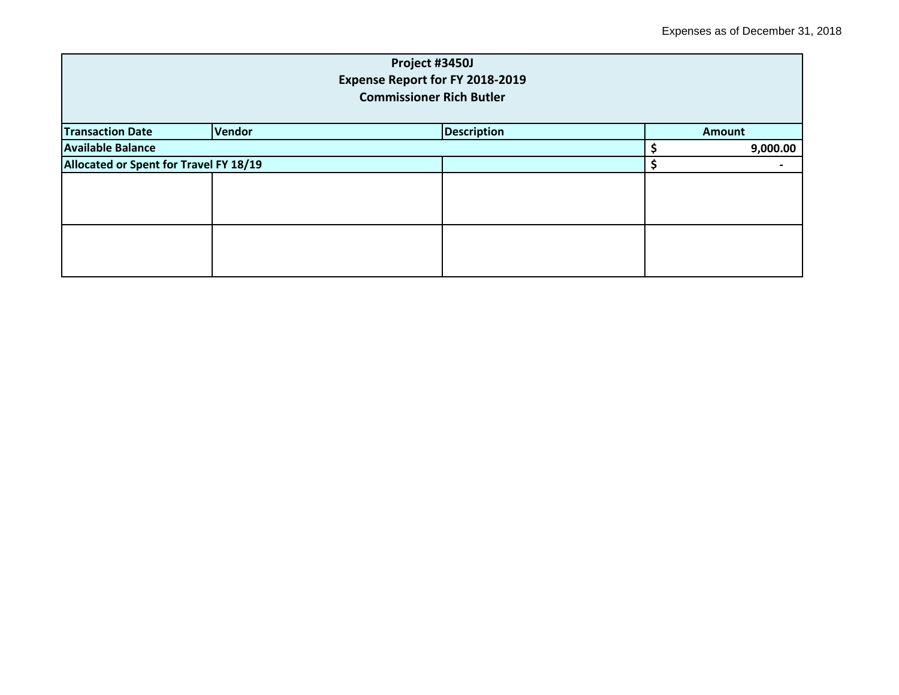Expenses as of December 31, 2018

| Project #3450J<br>Expense Report for FY 2018-2019<br>Commissioner Rich Butler | | | |
|---|---|---|---|
| **Transaction Date** | **Vendor** | **Description** | **Amount** |
| **Available Balance** | | | **$ 9,000.00** |
| **Allocated or Spent for Travel FY 18/19** | | | **$ -** |
| | | | |
| | | | |